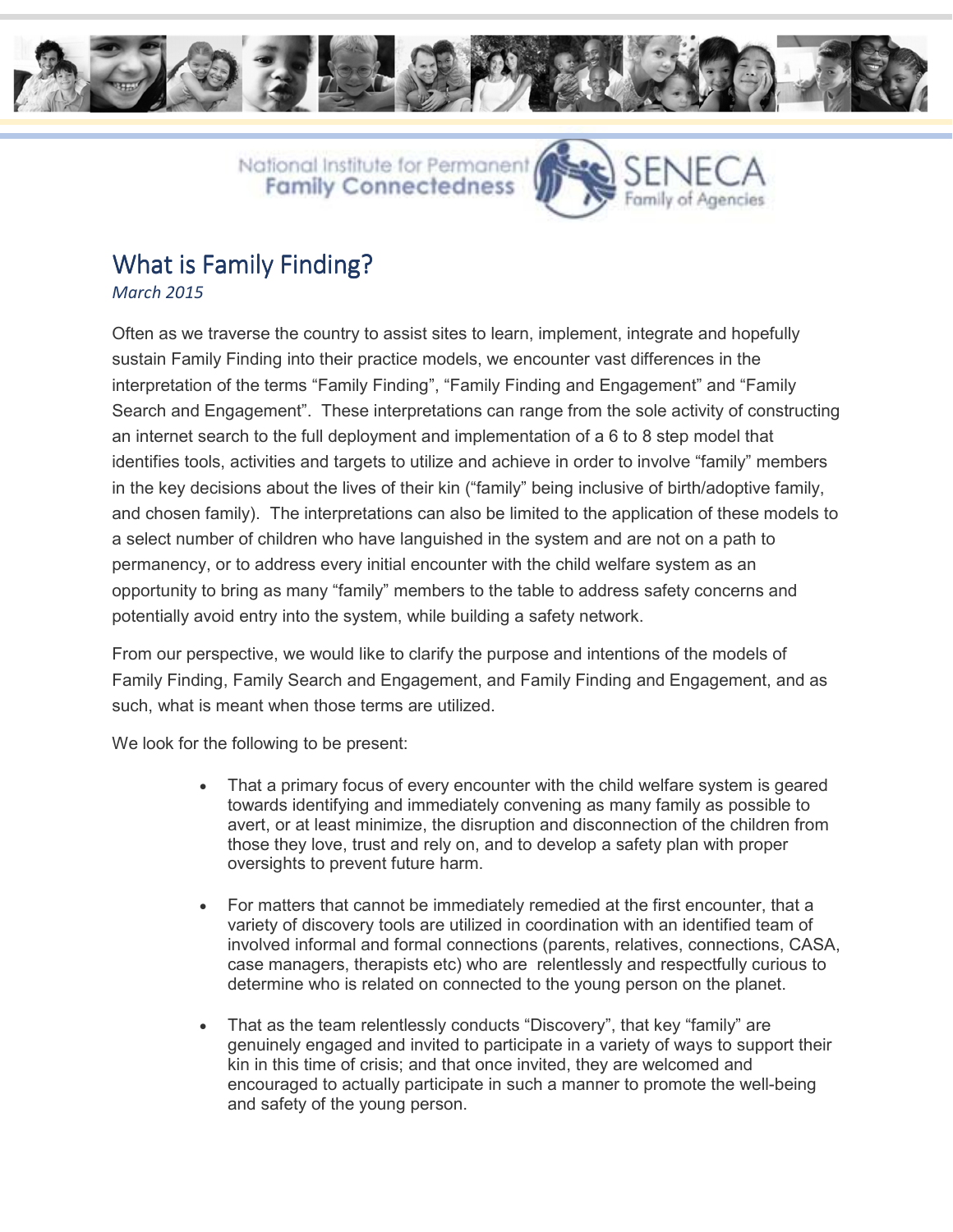National Institute for Permanent **Family Connectedness**

SENECA Family of Agencies

# What is Family Finding?

*March 2015*

Often as we traverse the country to assist sites to learn, implement, integrate and hopefully sustain Family Finding into their practice models, we encounter vast differences in the interpretation of the terms "Family Finding", "Family Finding and Engagement" and "Family Search and Engagement". These interpretations can range from the sole activity of constructing an internet search to the full deployment and implementation of a 6 to 8 step model that identifies tools, activities and targets to utilize and achieve in order to involve "family" members in the key decisions about the lives of their kin ("family" being inclusive of birth/adoptive family, and chosen family). The interpretations can also be limited to the application of these models to a select number of children who have languished in the system and are not on a path to permanency, or to address every initial encounter with the child welfare system as an opportunity to bring as many "family" members to the table to address safety concerns and potentially avoid entry into the system, while building a safety network.

From our perspective, we would like to clarify the purpose and intentions of the models of Family Finding, Family Search and Engagement, and Family Finding and Engagement, and as such, what is meant when those terms are utilized.

We look for the following to be present:

- That a primary focus of every encounter with the child welfare system is geared towards identifying and immediately convening as many family as possible to avert, or at least minimize, the disruption and disconnection of the children from those they love, trust and rely on, and to develop a safety plan with proper oversights to prevent future harm.

- For matters that cannot be immediately remedied at the first encounter, that a variety of discovery tools are utilized in coordination with an identified team of involved informal and formal connections (parents, relatives, connections, CASA, case managers, therapists etc) who are relentlessly and respectfully curious to determine who is related on connected to the young person on the planet.

- That as the team relentlessly conducts "Discovery", that key "family" are genuinely engaged and invited to participate in a variety of ways to support their kin in this time of crisis; and that once invited, they are welcomed and encouraged to actually participate in such a manner to promote the well-being and safety of the young person.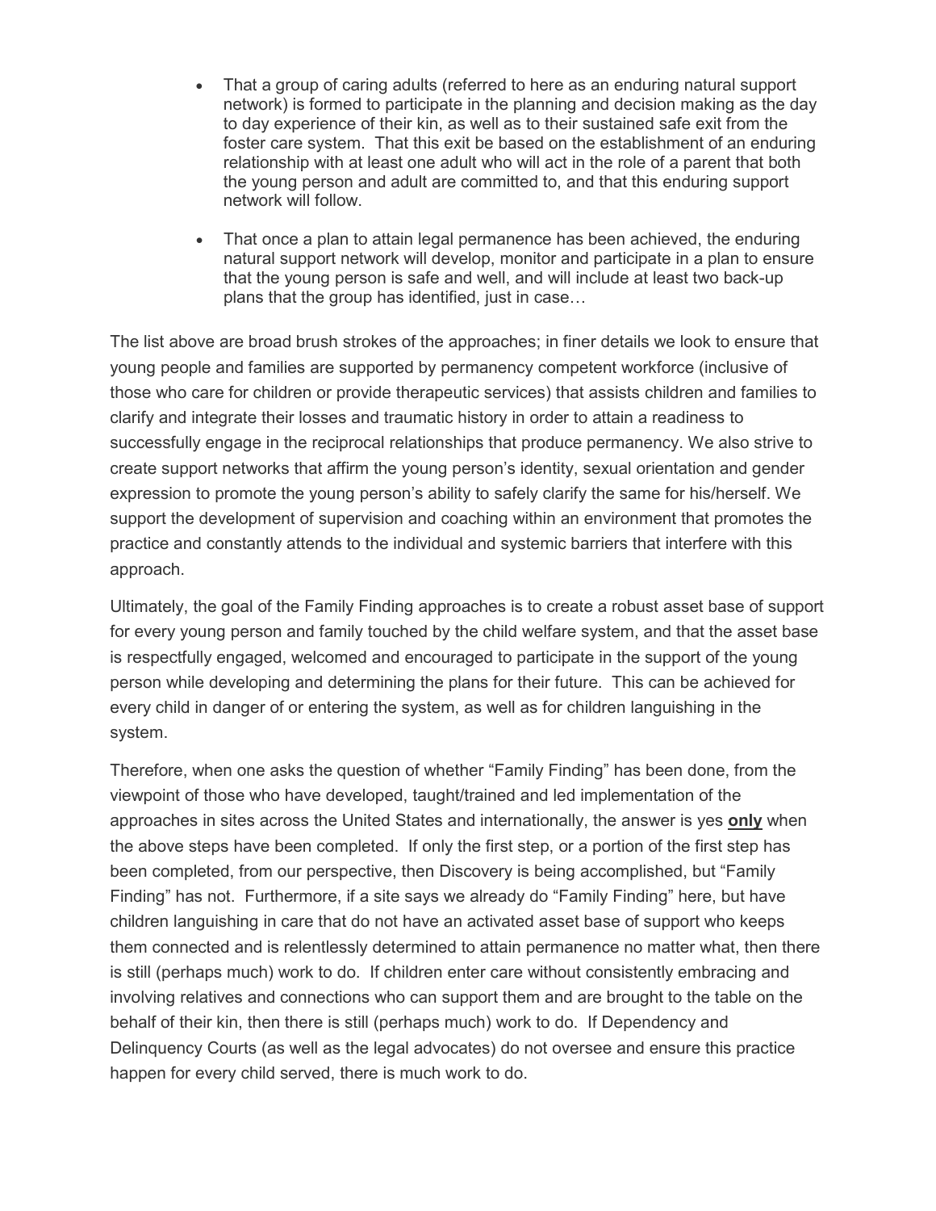- That a group of caring adults (referred to here as an enduring natural support network) is formed to participate in the planning and decision making as the day to day experience of their kin, as well as to their sustained safe exit from the foster care system. That this exit be based on the establishment of an enduring relationship with at least one adult who will act in the role of a parent that both the young person and adult are committed to, and that this enduring support network will follow.

- That once a plan to attain legal permanence has been achieved, the enduring natural support network will develop, monitor and participate in a plan to ensure that the young person is safe and well, and will include at least two back-up plans that the group has identified, just in case…

The list above are broad brush strokes of the approaches; in finer details we look to ensure that young people and families are supported by permanency competent workforce (inclusive of those who care for children or provide therapeutic services) that assists children and families to clarify and integrate their losses and traumatic history in order to attain a readiness to successfully engage in the reciprocal relationships that produce permanency. We also strive to create support networks that affirm the young person's identity, sexual orientation and gender expression to promote the young person's ability to safely clarify the same for his/herself. We support the development of supervision and coaching within an environment that promotes the practice and constantly attends to the individual and systemic barriers that interfere with this approach.

Ultimately, the goal of the Family Finding approaches is to create a robust asset base of support for every young person and family touched by the child welfare system, and that the asset base is respectfully engaged, welcomed and encouraged to participate in the support of the young person while developing and determining the plans for their future. This can be achieved for every child in danger of or entering the system, as well as for children languishing in the system.

Therefore, when one asks the question of whether "Family Finding" has been done, from the viewpoint of those who have developed, taught/trained and led implementation of the approaches in sites across the United States and internationally, the answer is yes <u>**only**</u> when the above steps have been completed. If only the first step, or a portion of the first step has been completed, from our perspective, then Discovery is being accomplished, but "Family Finding" has not. Furthermore, if a site says we already do "Family Finding" here, but have children languishing in care that do not have an activated asset base of support who keeps them connected and is relentlessly determined to attain permanence no matter what, then there is still (perhaps much) work to do. If children enter care without consistently embracing and involving relatives and connections who can support them and are brought to the table on the behalf of their kin, then there is still (perhaps much) work to do. If Dependency and Delinquency Courts (as well as the legal advocates) do not oversee and ensure this practice happen for every child served, there is much work to do.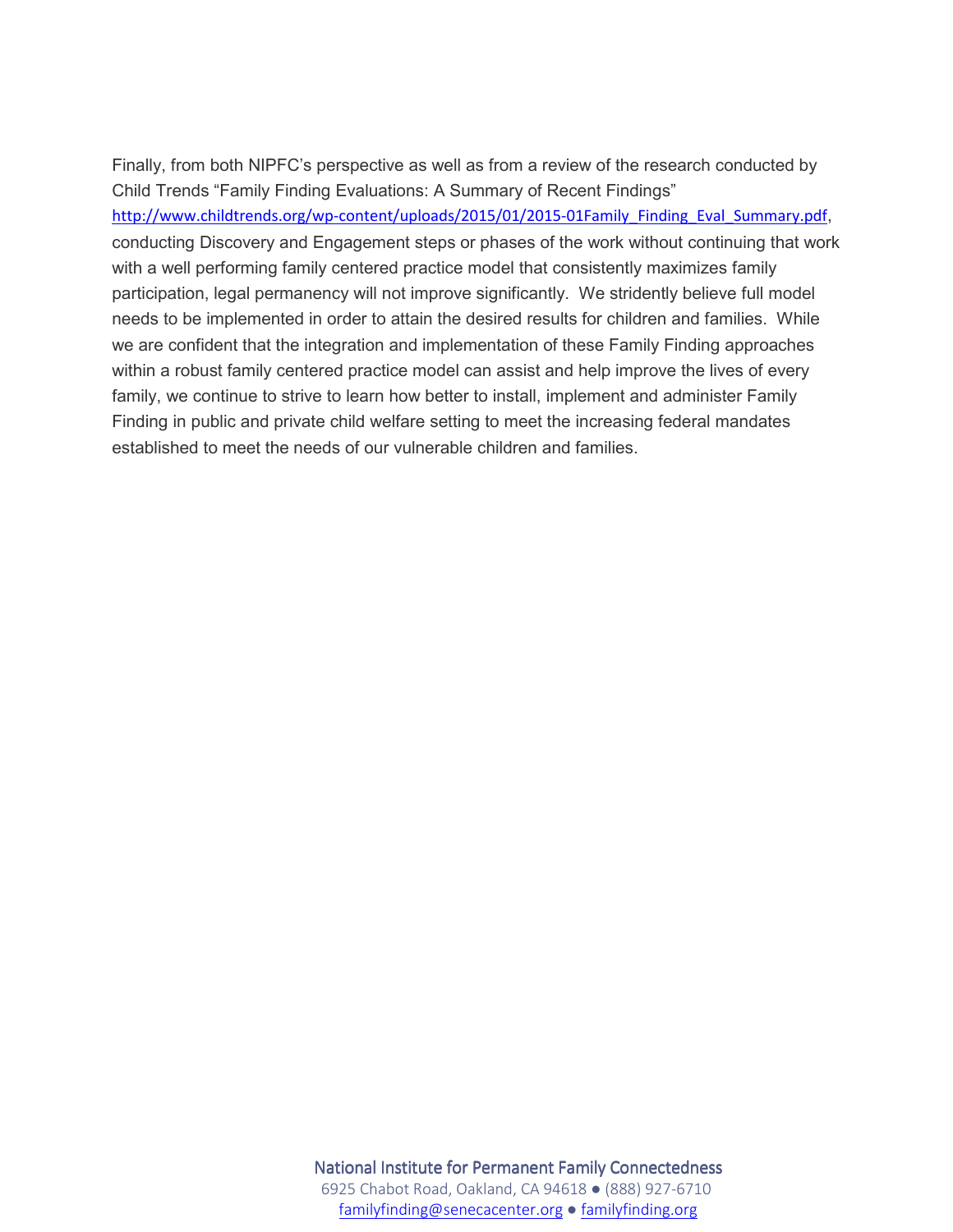Finally, from both NIPFC's perspective as well as from a review of the research conducted by Child Trends "Family Finding Evaluations: A Summary of Recent Findings" http://www.childtrends.org/wp-content/uploads/2015/01/2015-01Family_Finding_Eval_Summary.pdf, conducting Discovery and Engagement steps or phases of the work without continuing that work with a well performing family centered practice model that consistently maximizes family participation, legal permanency will not improve significantly. We stridently believe full model needs to be implemented in order to attain the desired results for children and families. While we are confident that the integration and implementation of these Family Finding approaches within a robust family centered practice model can assist and help improve the lives of every family, we continue to strive to learn how better to install, implement and administer Family Finding in public and private child welfare setting to meet the increasing federal mandates established to meet the needs of our vulnerable children and families.